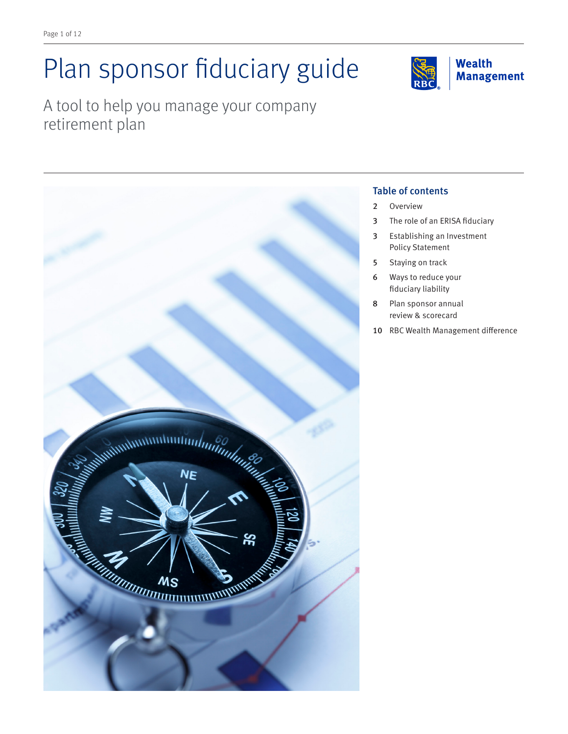# Plan sponsor fiduciary guide

## A tool to help you manage your company retirement plan

RBC Wealth Management

### Table of contents

2 Overview

3 The role of an ERISA fiduciary

3 Establishing an Investment Policy Statement

5 Staying on track

6 Ways to reduce your fiduciary liability

8 Plan sponsor annual review & scorecard

10 RBC Wealth Management difference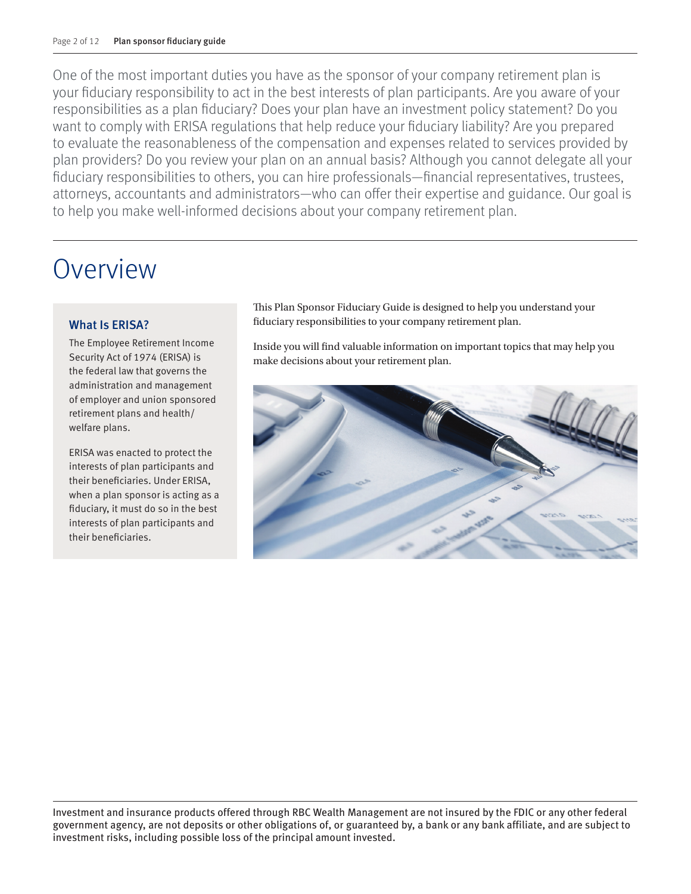One of the most important duties you have as the sponsor of your company retirement plan is your fiduciary responsibility to act in the best interests of plan participants. Are you aware of your responsibilities as a plan fiduciary? Does your plan have an investment policy statement? Do you want to comply with ERISA regulations that help reduce your fiduciary liability? Are you prepared to evaluate the reasonableness of the compensation and expenses related to services provided by plan providers? Do you review your plan on an annual basis? Although you cannot delegate all your fiduciary responsibilities to others, you can hire professionals—financial representatives, trustees, attorneys, accountants and administrators—who can offer their expertise and guidance. Our goal is to help you make well-informed decisions about your company retirement plan.

# Overview

### What Is ERISA?

The Employee Retirement Income Security Act of 1974 (ERISA) is the federal law that governs the administration and management of employer and union sponsored retirement plans and health/welfare plans.

ERISA was enacted to protect the interests of plan participants and their beneficiaries. Under ERISA, when a plan sponsor is acting as a fiduciary, it must do so in the best interests of plan participants and their beneficiaries.

This Plan Sponsor Fiduciary Guide is designed to help you understand your fiduciary responsibilities to your company retirement plan.

Inside you will find valuable information on important topics that may help you make decisions about your retirement plan.

Investment and insurance products offered through RBC Wealth Management are not insured by the FDIC or any other federal government agency, are not deposits or other obligations of, or guaranteed by, a bank or any bank affiliate, and are subject to investment risks, including possible loss of the principal amount invested.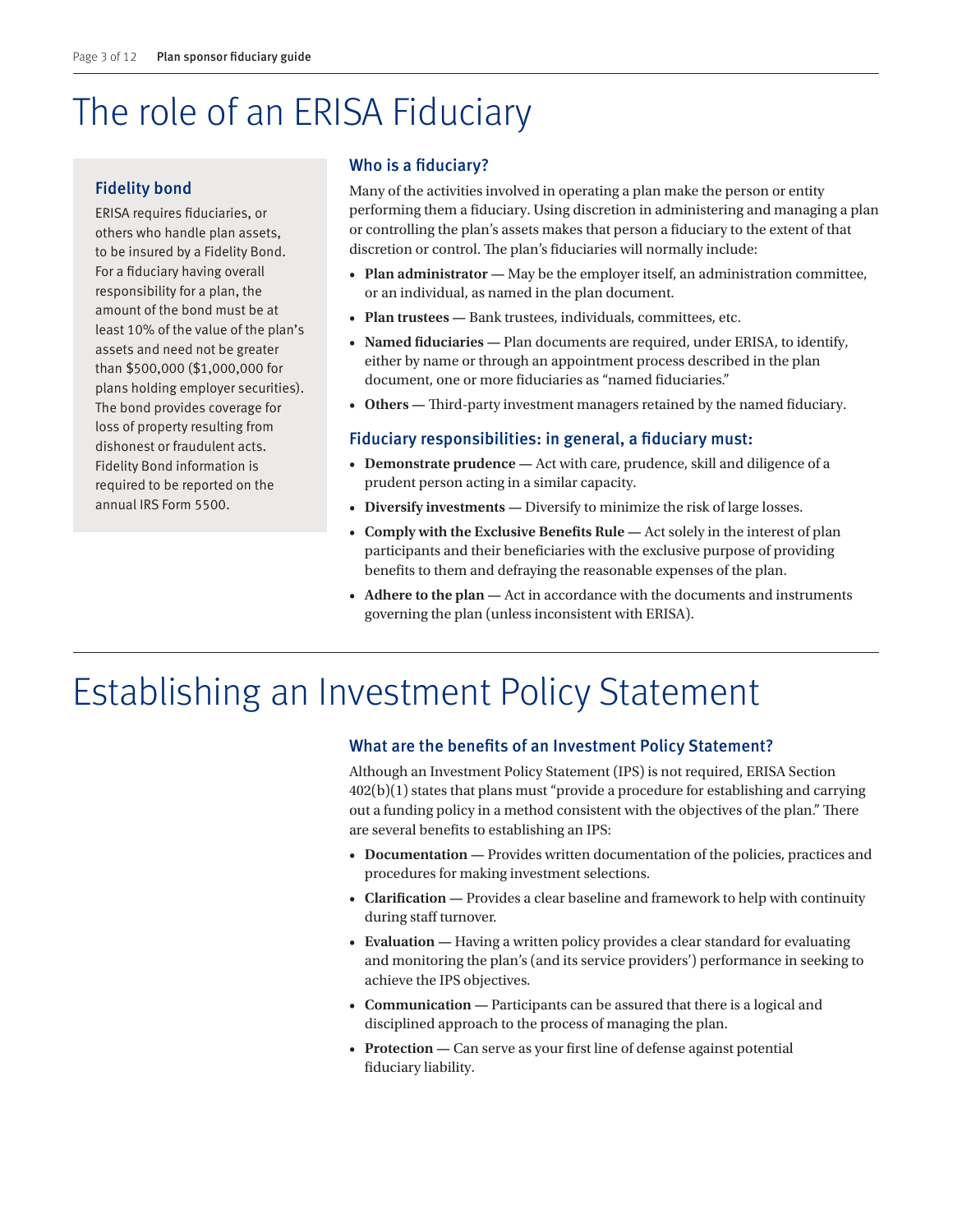# The role of an ERISA Fiduciary

### Fidelity bond

ERISA requires fiduciaries, or others who handle plan assets, to be insured by a Fidelity Bond. For a fiduciary having overall responsibility for a plan, the amount of the bond must be at least 10% of the value of the plan's assets and need not be greater than $500,000 ($1,000,000 for plans holding employer securities). The bond provides coverage for loss of property resulting from dishonest or fraudulent acts. Fidelity Bond information is required to be reported on the annual IRS Form 5500.

### Who is a fiduciary?

Many of the activities involved in operating a plan make the person or entity performing them a fiduciary. Using discretion in administering and managing a plan or controlling the plan's assets makes that person a fiduciary to the extent of that discretion or control. The plan's fiduciaries will normally include:

- **Plan administrator —** May be the employer itself, an administration committee, or an individual, as named in the plan document.
- **Plan trustees —** Bank trustees, individuals, committees, etc.
- **Named fiduciaries —** Plan documents are required, under ERISA, to identify, either by name or through an appointment process described in the plan document, one or more fiduciaries as "named fiduciaries."
- **Others —** Third-party investment managers retained by the named fiduciary.

### Fiduciary responsibilities: in general, a fiduciary must:

- **Demonstrate prudence —** Act with care, prudence, skill and diligence of a prudent person acting in a similar capacity.
- **Diversify investments —** Diversify to minimize the risk of large losses.
- **Comply with the Exclusive Benefits Rule —** Act solely in the interest of plan participants and their beneficiaries with the exclusive purpose of providing benefits to them and defraying the reasonable expenses of the plan.
- **Adhere to the plan —** Act in accordance with the documents and instruments governing the plan (unless inconsistent with ERISA).

# Establishing an Investment Policy Statement

### What are the benefits of an Investment Policy Statement?

Although an Investment Policy Statement (IPS) is not required, ERISA Section 402(b)(1) states that plans must "provide a procedure for establishing and carrying out a funding policy in a method consistent with the objectives of the plan." There are several benefits to establishing an IPS:

- **Documentation —** Provides written documentation of the policies, practices and procedures for making investment selections.
- **Clarification —** Provides a clear baseline and framework to help with continuity during staff turnover.
- **Evaluation —** Having a written policy provides a clear standard for evaluating and monitoring the plan's (and its service providers') performance in seeking to achieve the IPS objectives.
- **Communication —** Participants can be assured that there is a logical and disciplined approach to the process of managing the plan.
- **Protection —** Can serve as your first line of defense against potential fiduciary liability.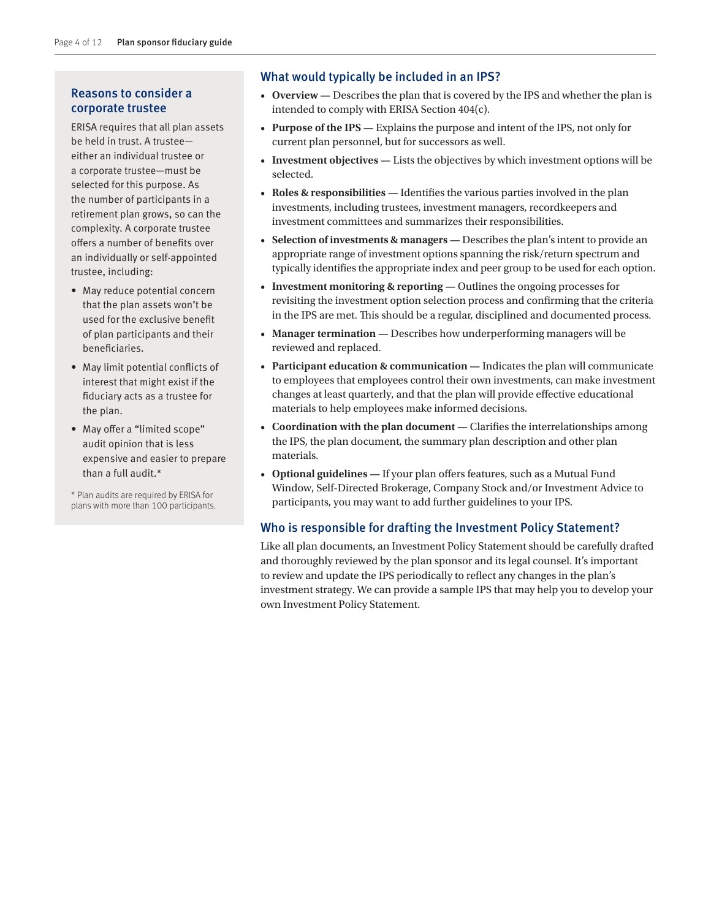## Reasons to consider a corporate trustee

ERISA requires that all plan assets be held in trust. A trustee—either an individual trustee or a corporate trustee—must be selected for this purpose. As the number of participants in a retirement plan grows, so can the complexity. A corporate trustee offers a number of benefits over an individually or self-appointed trustee, including:

- May reduce potential concern that the plan assets won't be used for the exclusive benefit of plan participants and their beneficiaries.
- May limit potential conflicts of interest that might exist if the fiduciary acts as a trustee for the plan.
- May offer a "limited scope" audit opinion that is less expensive and easier to prepare than a full audit.*

* Plan audits are required by ERISA for plans with more than 100 participants.

## What would typically be included in an IPS?

- **Overview —** Describes the plan that is covered by the IPS and whether the plan is intended to comply with ERISA Section 404(c).
- **Purpose of the IPS —** Explains the purpose and intent of the IPS, not only for current plan personnel, but for successors as well.
- **Investment objectives —** Lists the objectives by which investment options will be selected.
- **Roles & responsibilities —** Identifies the various parties involved in the plan investments, including trustees, investment managers, recordkeepers and investment committees and summarizes their responsibilities.
- **Selection of investments & managers —** Describes the plan's intent to provide an appropriate range of investment options spanning the risk/return spectrum and typically identifies the appropriate index and peer group to be used for each option.
- **Investment monitoring & reporting —** Outlines the ongoing processes for revisiting the investment option selection process and confirming that the criteria in the IPS are met. This should be a regular, disciplined and documented process.
- **Manager termination —** Describes how underperforming managers will be reviewed and replaced.
- **Participant education & communication —** Indicates the plan will communicate to employees that employees control their own investments, can make investment changes at least quarterly, and that the plan will provide effective educational materials to help employees make informed decisions.
- **Coordination with the plan document —** Clarifies the interrelationships among the IPS, the plan document, the summary plan description and other plan materials.
- **Optional guidelines —** If your plan offers features, such as a Mutual Fund Window, Self-Directed Brokerage, Company Stock and/or Investment Advice to participants, you may want to add further guidelines to your IPS.

## Who is responsible for drafting the Investment Policy Statement?

Like all plan documents, an Investment Policy Statement should be carefully drafted and thoroughly reviewed by the plan sponsor and its legal counsel. It's important to review and update the IPS periodically to reflect any changes in the plan's investment strategy. We can provide a sample IPS that may help you to develop your own Investment Policy Statement.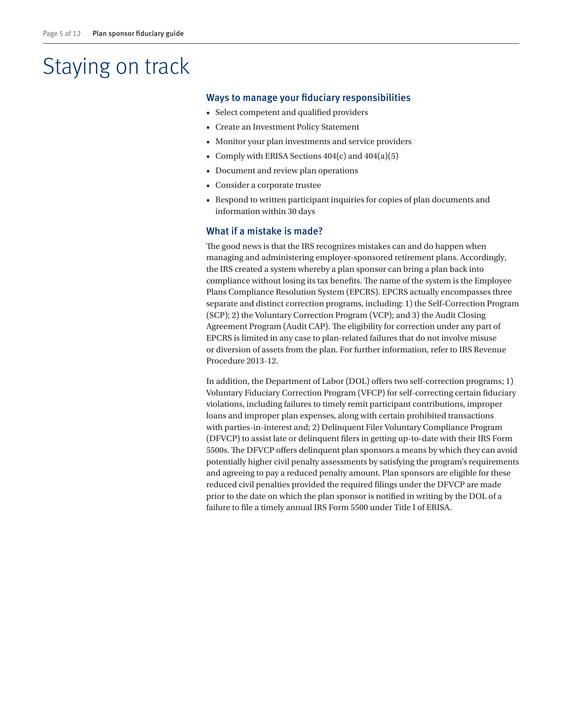# Staying on track

## Ways to manage your fiduciary responsibilities

- Select competent and qualified providers
- Create an Investment Policy Statement
- Monitor your plan investments and service providers
- Comply with ERISA Sections 404(c) and 404(a)(5)
- Document and review plan operations
- Consider a corporate trustee
- Respond to written participant inquiries for copies of plan documents and information within 30 days

## What if a mistake is made?

The good news is that the IRS recognizes mistakes can and do happen when managing and administering employer-sponsored retirement plans. Accordingly, the IRS created a system whereby a plan sponsor can bring a plan back into compliance without losing its tax benefits. The name of the system is the Employee Plans Compliance Resolution System (EPCRS). EPCRS actually encompasses three separate and distinct correction programs, including: 1) the Self-Correction Program (SCP); 2) the Voluntary Correction Program (VCP); and 3) the Audit Closing Agreement Program (Audit CAP). The eligibility for correction under any part of EPCRS is limited in any case to plan-related failures that do not involve misuse or diversion of assets from the plan. For further information, refer to IRS Revenue Procedure 2013-12.

In addition, the Department of Labor (DOL) offers two self-correction programs; 1) Voluntary Fiduciary Correction Program (VFCP) for self-correcting certain fiduciary violations, including failures to timely remit participant contributions, improper loans and improper plan expenses, along with certain prohibited transactions with parties-in-interest and; 2) Delinquent Filer Voluntary Compliance Program (DFVCP) to assist late or delinquent filers in getting up-to-date with their IRS Form 5500s. The DFVCP offers delinquent plan sponsors a means by which they can avoid potentially higher civil penalty assessments by satisfying the program's requirements and agreeing to pay a reduced penalty amount. Plan sponsors are eligible for these reduced civil penalties provided the required filings under the DFVCP are made prior to the date on which the plan sponsor is notified in writing by the DOL of a failure to file a timely annual IRS Form 5500 under Title I of ERISA.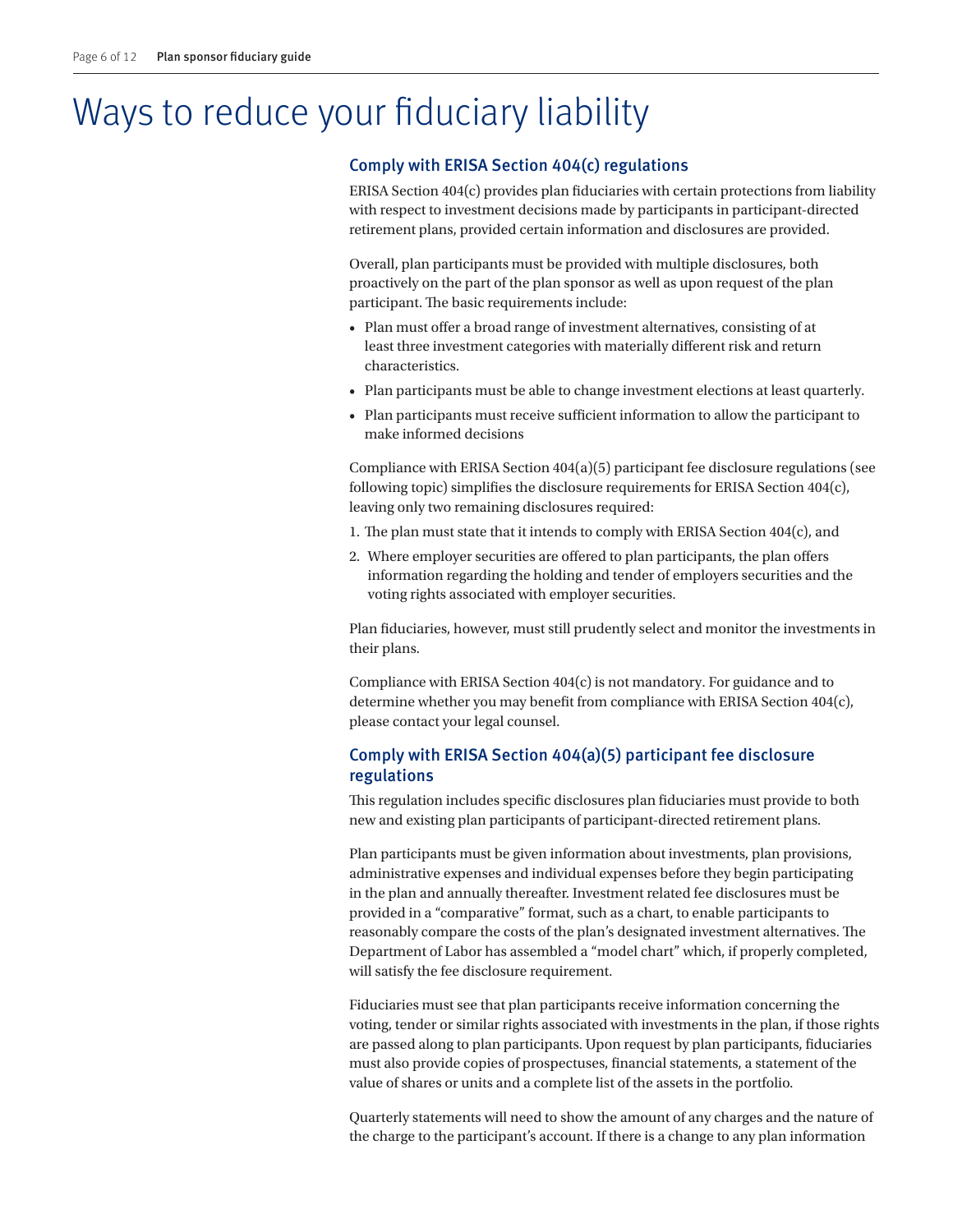# Ways to reduce your fiduciary liability

## Comply with ERISA Section 404(c) regulations

ERISA Section 404(c) provides plan fiduciaries with certain protections from liability with respect to investment decisions made by participants in participant-directed retirement plans, provided certain information and disclosures are provided.

Overall, plan participants must be provided with multiple disclosures, both proactively on the part of the plan sponsor as well as upon request of the plan participant. The basic requirements include:

- Plan must offer a broad range of investment alternatives, consisting of at least three investment categories with materially different risk and return characteristics.
- Plan participants must be able to change investment elections at least quarterly.
- Plan participants must receive sufficient information to allow the participant to make informed decisions

Compliance with ERISA Section 404(a)(5) participant fee disclosure regulations (see following topic) simplifies the disclosure requirements for ERISA Section 404(c), leaving only two remaining disclosures required:

1. The plan must state that it intends to comply with ERISA Section 404(c), and
2. Where employer securities are offered to plan participants, the plan offers information regarding the holding and tender of employers securities and the voting rights associated with employer securities.

Plan fiduciaries, however, must still prudently select and monitor the investments in their plans.

Compliance with ERISA Section 404(c) is not mandatory. For guidance and to determine whether you may benefit from compliance with ERISA Section 404(c), please contact your legal counsel.

## Comply with ERISA Section 404(a)(5) participant fee disclosure regulations

This regulation includes specific disclosures plan fiduciaries must provide to both new and existing plan participants of participant-directed retirement plans.

Plan participants must be given information about investments, plan provisions, administrative expenses and individual expenses before they begin participating in the plan and annually thereafter. Investment related fee disclosures must be provided in a "comparative" format, such as a chart, to enable participants to reasonably compare the costs of the plan's designated investment alternatives. The Department of Labor has assembled a "model chart" which, if properly completed, will satisfy the fee disclosure requirement.

Fiduciaries must see that plan participants receive information concerning the voting, tender or similar rights associated with investments in the plan, if those rights are passed along to plan participants. Upon request by plan participants, fiduciaries must also provide copies of prospectuses, financial statements, a statement of the value of shares or units and a complete list of the assets in the portfolio.

Quarterly statements will need to show the amount of any charges and the nature of the charge to the participant's account. If there is a change to any plan information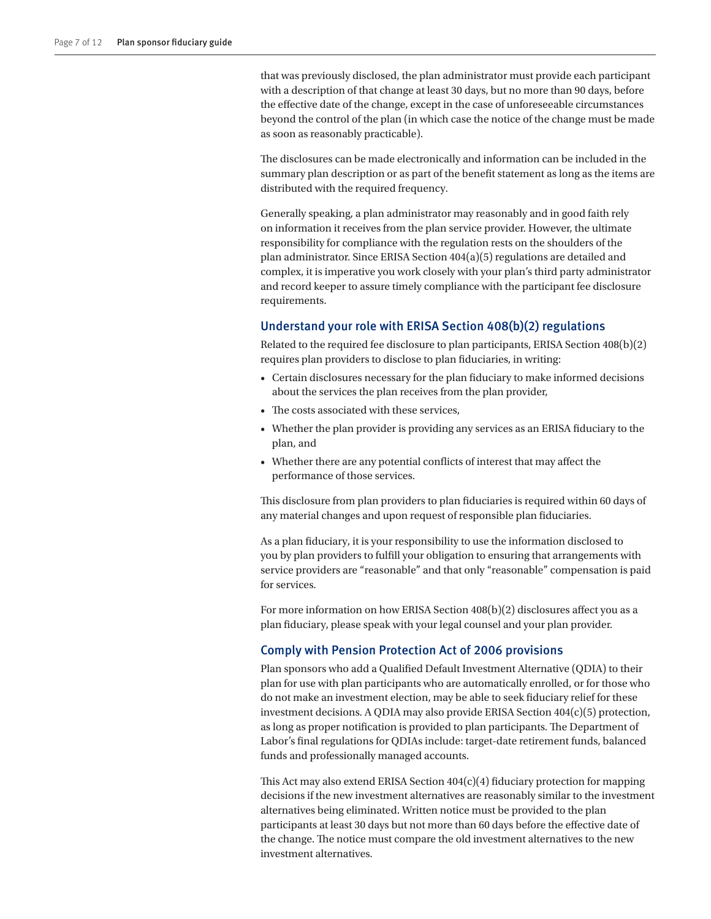that was previously disclosed, the plan administrator must provide each participant with a description of that change at least 30 days, but no more than 90 days, before the effective date of the change, except in the case of unforeseeable circumstances beyond the control of the plan (in which case the notice of the change must be made as soon as reasonably practicable).

The disclosures can be made electronically and information can be included in the summary plan description or as part of the benefit statement as long as the items are distributed with the required frequency.

Generally speaking, a plan administrator may reasonably and in good faith rely on information it receives from the plan service provider. However, the ultimate responsibility for compliance with the regulation rests on the shoulders of the plan administrator. Since ERISA Section 404(a)(5) regulations are detailed and complex, it is imperative you work closely with your plan's third party administrator and record keeper to assure timely compliance with the participant fee disclosure requirements.

## Understand your role with ERISA Section 408(b)(2) regulations

Related to the required fee disclosure to plan participants, ERISA Section 408(b)(2) requires plan providers to disclose to plan fiduciaries, in writing:

- Certain disclosures necessary for the plan fiduciary to make informed decisions about the services the plan receives from the plan provider,
- The costs associated with these services,
- Whether the plan provider is providing any services as an ERISA fiduciary to the plan, and
- Whether there are any potential conflicts of interest that may affect the performance of those services.

This disclosure from plan providers to plan fiduciaries is required within 60 days of any material changes and upon request of responsible plan fiduciaries.

As a plan fiduciary, it is your responsibility to use the information disclosed to you by plan providers to fulfill your obligation to ensuring that arrangements with service providers are "reasonable" and that only "reasonable" compensation is paid for services.

For more information on how ERISA Section 408(b)(2) disclosures affect you as a plan fiduciary, please speak with your legal counsel and your plan provider.

## Comply with Pension Protection Act of 2006 provisions

Plan sponsors who add a Qualified Default Investment Alternative (QDIA) to their plan for use with plan participants who are automatically enrolled, or for those who do not make an investment election, may be able to seek fiduciary relief for these investment decisions. A QDIA may also provide ERISA Section 404(c)(5) protection, as long as proper notification is provided to plan participants. The Department of Labor's final regulations for QDIAs include: target-date retirement funds, balanced funds and professionally managed accounts.

This Act may also extend ERISA Section 404(c)(4) fiduciary protection for mapping decisions if the new investment alternatives are reasonably similar to the investment alternatives being eliminated. Written notice must be provided to the plan participants at least 30 days but not more than 60 days before the effective date of the change. The notice must compare the old investment alternatives to the new investment alternatives.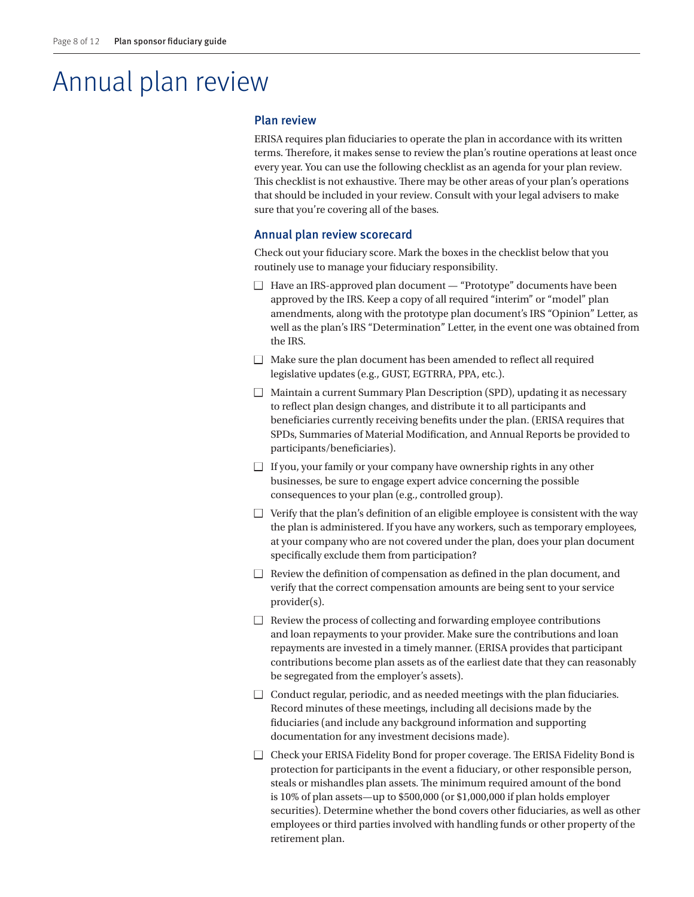# Annual plan review

## Plan review

ERISA requires plan fiduciaries to operate the plan in accordance with its written terms. Therefore, it makes sense to review the plan's routine operations at least once every year. You can use the following checklist as an agenda for your plan review. This checklist is not exhaustive. There may be other areas of your plan's operations that should be included in your review. Consult with your legal advisers to make sure that you're covering all of the bases.

## Annual plan review scorecard

Check out your fiduciary score. Mark the boxes in the checklist below that you routinely use to manage your fiduciary responsibility.

- [ ] Have an IRS-approved plan document — "Prototype" documents have been approved by the IRS. Keep a copy of all required "interim" or "model" plan amendments, along with the prototype plan document's IRS "Opinion" Letter, as well as the plan's IRS "Determination" Letter, in the event one was obtained from the IRS.
- [ ] Make sure the plan document has been amended to reflect all required legislative updates (e.g., GUST, EGTRRA, PPA, etc.).
- [ ] Maintain a current Summary Plan Description (SPD), updating it as necessary to reflect plan design changes, and distribute it to all participants and beneficiaries currently receiving benefits under the plan. (ERISA requires that SPDs, Summaries of Material Modification, and Annual Reports be provided to participants/beneficiaries).
- [ ] If you, your family or your company have ownership rights in any other businesses, be sure to engage expert advice concerning the possible consequences to your plan (e.g., controlled group).
- [ ] Verify that the plan's definition of an eligible employee is consistent with the way the plan is administered. If you have any workers, such as temporary employees, at your company who are not covered under the plan, does your plan document specifically exclude them from participation?
- [ ] Review the definition of compensation as defined in the plan document, and verify that the correct compensation amounts are being sent to your service provider(s).
- [ ] Review the process of collecting and forwarding employee contributions and loan repayments to your provider. Make sure the contributions and loan repayments are invested in a timely manner. (ERISA provides that participant contributions become plan assets as of the earliest date that they can reasonably be segregated from the employer's assets).
- [ ] Conduct regular, periodic, and as needed meetings with the plan fiduciaries. Record minutes of these meetings, including all decisions made by the fiduciaries (and include any background information and supporting documentation for any investment decisions made).
- [ ] Check your ERISA Fidelity Bond for proper coverage. The ERISA Fidelity Bond is protection for participants in the event a fiduciary, or other responsible person, steals or mishandles plan assets. The minimum required amount of the bond is 10% of plan assets—up to $500,000 (or $1,000,000 if plan holds employer securities). Determine whether the bond covers other fiduciaries, as well as other employees or third parties involved with handling funds or other property of the retirement plan.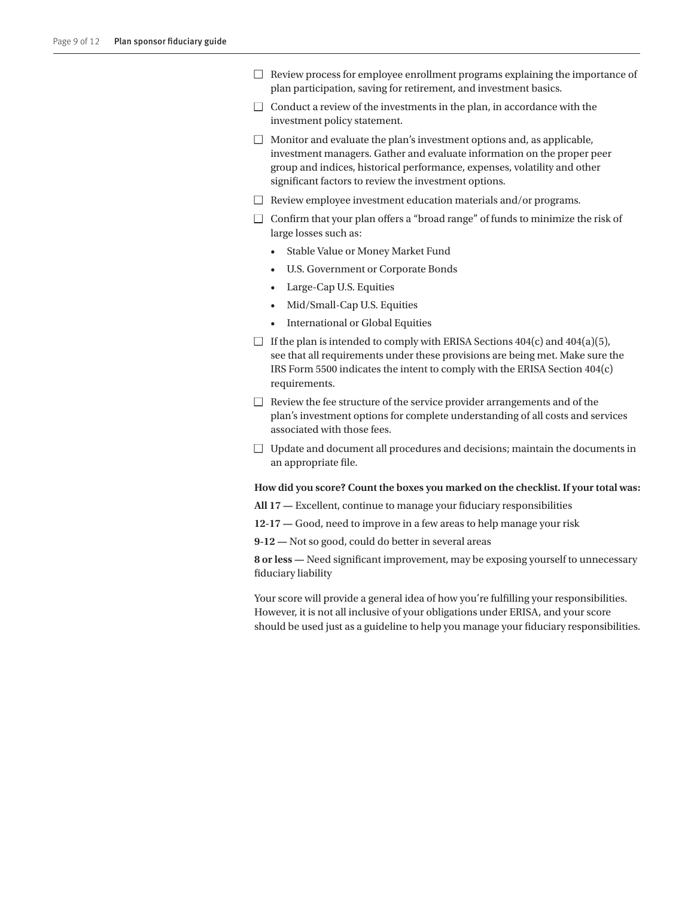- [ ] Review process for employee enrollment programs explaining the importance of plan participation, saving for retirement, and investment basics.
- [ ] Conduct a review of the investments in the plan, in accordance with the investment policy statement.
- [ ] Monitor and evaluate the plan's investment options and, as applicable, investment managers. Gather and evaluate information on the proper peer group and indices, historical performance, expenses, volatility and other significant factors to review the investment options.
- [ ] Review employee investment education materials and/or programs.
- [ ] Confirm that your plan offers a "broad range" of funds to minimize the risk of large losses such as:
  - Stable Value or Money Market Fund
  - U.S. Government or Corporate Bonds
  - Large-Cap U.S. Equities
  - Mid/Small-Cap U.S. Equities
  - International or Global Equities
- [ ] If the plan is intended to comply with ERISA Sections 404(c) and 404(a)(5), see that all requirements under these provisions are being met. Make sure the IRS Form 5500 indicates the intent to comply with the ERISA Section 404(c) requirements.
- [ ] Review the fee structure of the service provider arrangements and of the plan's investment options for complete understanding of all costs and services associated with those fees.
- [ ] Update and document all procedures and decisions; maintain the documents in an appropriate file.

**How did you score? Count the boxes you marked on the checklist. If your total was:**

**All 17 —** Excellent, continue to manage your fiduciary responsibilities

**12-17 —** Good, need to improve in a few areas to help manage your risk

**9-12 —** Not so good, could do better in several areas

**8 or less —** Need significant improvement, may be exposing yourself to unnecessary fiduciary liability

Your score will provide a general idea of how you're fulfilling your responsibilities. However, it is not all inclusive of your obligations under ERISA, and your score should be used just as a guideline to help you manage your fiduciary responsibilities.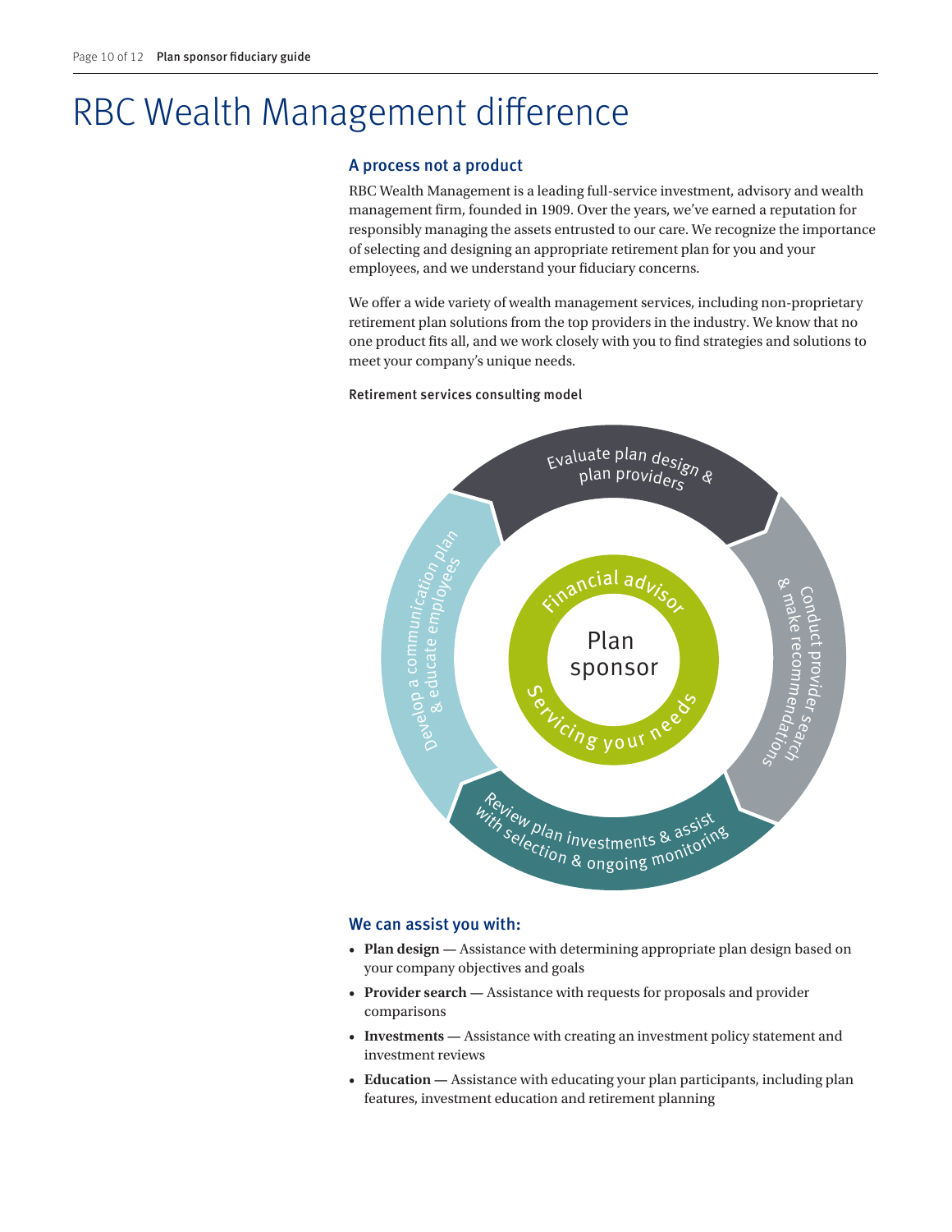# RBC Wealth Management difference

## A process not a product

RBC Wealth Management is a leading full-service investment, advisory and wealth management firm, founded in 1909. Over the years, we've earned a reputation for responsibly managing the assets entrusted to our care. We recognize the importance of selecting and designing an appropriate retirement plan for you and your employees, and we understand your fiduciary concerns.

We offer a wide variety of wealth management services, including non-proprietary retirement plan solutions from the top providers in the industry. We know that no one product fits all, and we work closely with you to find strategies and solutions to meet your company's unique needs.

Retirement services consulting model

- Evaluate plan design & plan providers
- Conduct provider search & make recommendations
- Review plan investments & assist with selection & ongoing monitoring
- Develop a communication plan & educate employees

Financial advisor — Plan sponsor — Servicing your needs

## We can assist you with:

- **Plan design —** Assistance with determining appropriate plan design based on your company objectives and goals
- **Provider search —** Assistance with requests for proposals and provider comparisons
- **Investments —** Assistance with creating an investment policy statement and investment reviews
- **Education —** Assistance with educating your plan participants, including plan features, investment education and retirement planning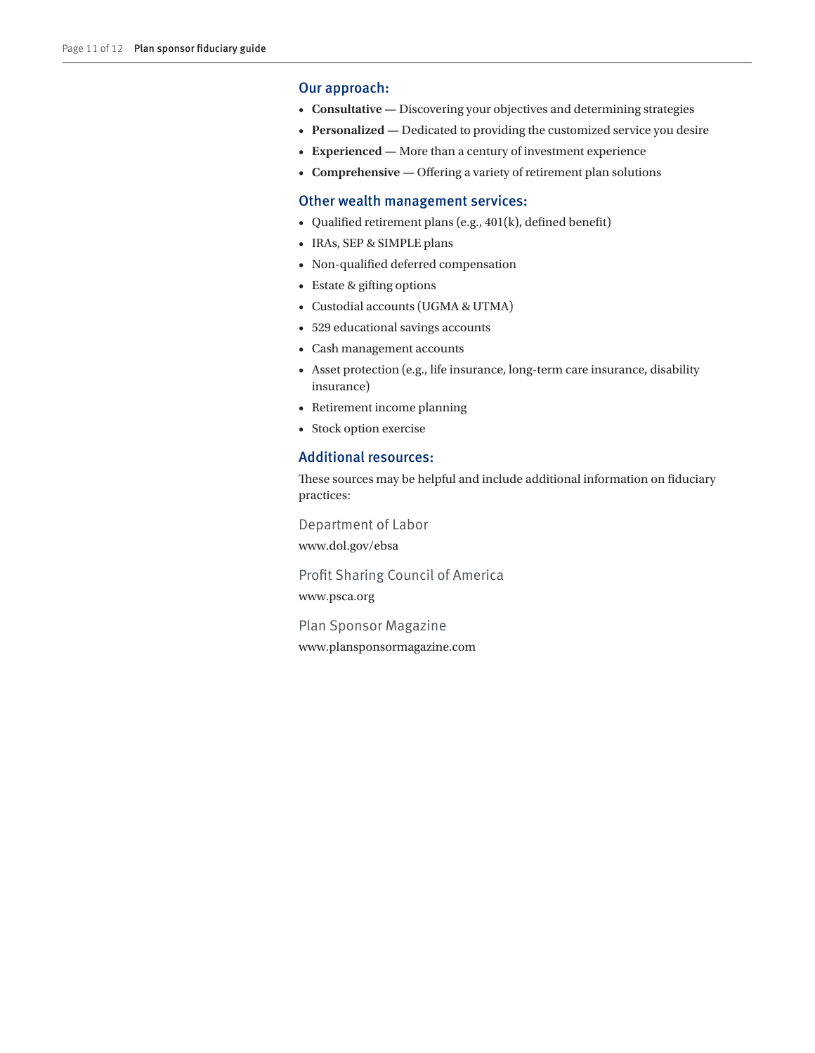## Our approach:

- **Consultative —** Discovering your objectives and determining strategies
- **Personalized —** Dedicated to providing the customized service you desire
- **Experienced —** More than a century of investment experience
- **Comprehensive —** Offering a variety of retirement plan solutions

## Other wealth management services:

- Qualified retirement plans (e.g., 401(k), defined benefit)
- IRAs, SEP & SIMPLE plans
- Non-qualified deferred compensation
- Estate & gifting options
- Custodial accounts (UGMA & UTMA)
- 529 educational savings accounts
- Cash management accounts
- Asset protection (e.g., life insurance, long-term care insurance, disability insurance)
- Retirement income planning
- Stock option exercise

## Additional resources:

These sources may be helpful and include additional information on fiduciary practices:

Department of Labor
www.dol.gov/ebsa

Profit Sharing Council of America
www.psca.org

Plan Sponsor Magazine
www.plansponsormagazine.com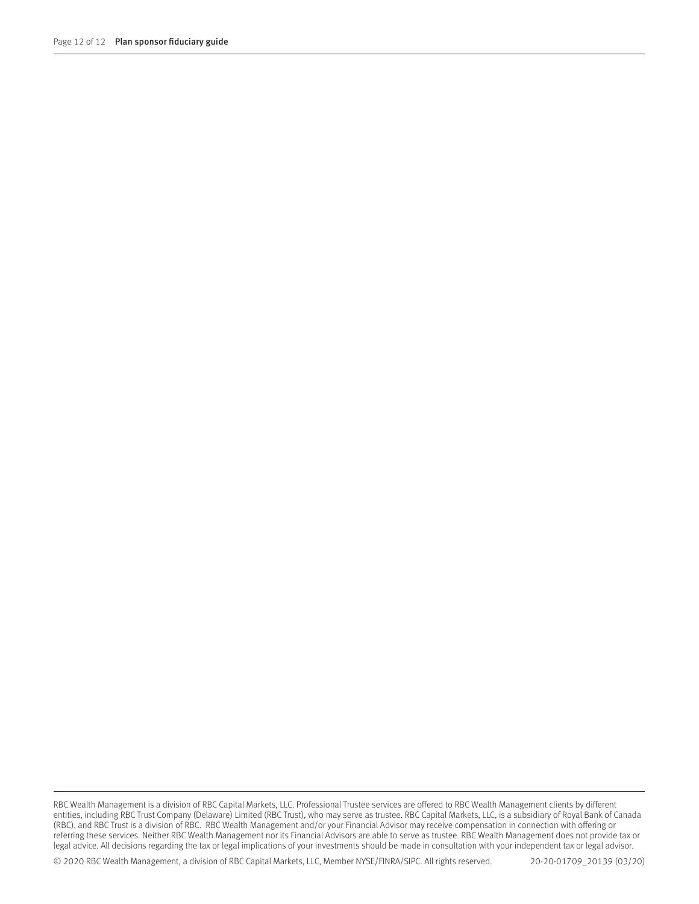RBC Wealth Management is a division of RBC Capital Markets, LLC. Professional Trustee services are offered to RBC Wealth Management clients by different entities, including RBC Trust Company (Delaware) Limited (RBC Trust), who may serve as trustee. RBC Capital Markets, LLC, is a subsidiary of Royal Bank of Canada (RBC), and RBC Trust is a division of RBC. RBC Wealth Management and/or your Financial Advisor may receive compensation in connection with offering or referring these services. Neither RBC Wealth Management nor its Financial Advisors are able to serve as trustee. RBC Wealth Management does not provide tax or legal advice. All decisions regarding the tax or legal implications of your investments should be made in consultation with your independent tax or legal advisor.

© 2020 RBC Wealth Management, a division of RBC Capital Markets, LLC, Member NYSE/FINRA/SIPC. All rights reserved. 20-20-01709_20139 (03/20)